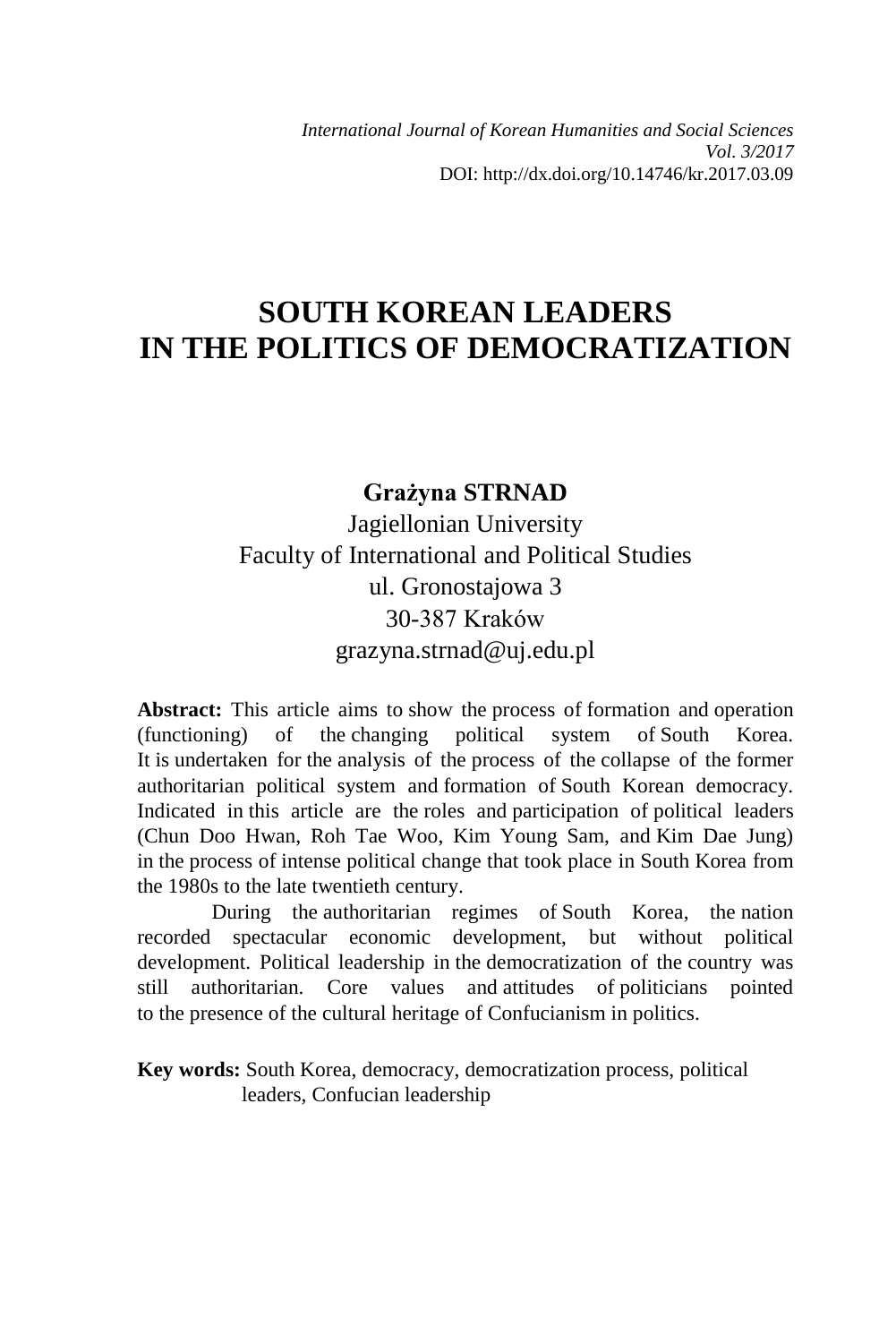*International Journal of Korean Humanities and Social Sciences*
*Vol. 3/2017*
DOI: http://dx.doi.org/10.14746/kr.2017.03.09

# SOUTH KOREAN LEADERS IN THE POLITICS OF DEMOCRATIZATION

**Grażyna STRNAD**
Jagiellonian University
Faculty of International and Political Studies
ul. Gronostajowa 3
30-387 Kraków
grazyna.strnad@uj.edu.pl

**Abstract:** This article aims to show the process of formation and operation (functioning) of the changing political system of South Korea. It is undertaken for the analysis of the process of the collapse of the former authoritarian political system and formation of South Korean democracy. Indicated in this article are the roles and participation of political leaders (Chun Doo Hwan, Roh Tae Woo, Kim Young Sam, and Kim Dae Jung) in the process of intense political change that took place in South Korea from the 1980s to the late twentieth century.

During the authoritarian regimes of South Korea, the nation recorded spectacular economic development, but without political development. Political leadership in the democratization of the country was still authoritarian. Core values and attitudes of politicians pointed to the presence of the cultural heritage of Confucianism in politics.

**Key words:** South Korea, democracy, democratization process, political leaders, Confucian leadership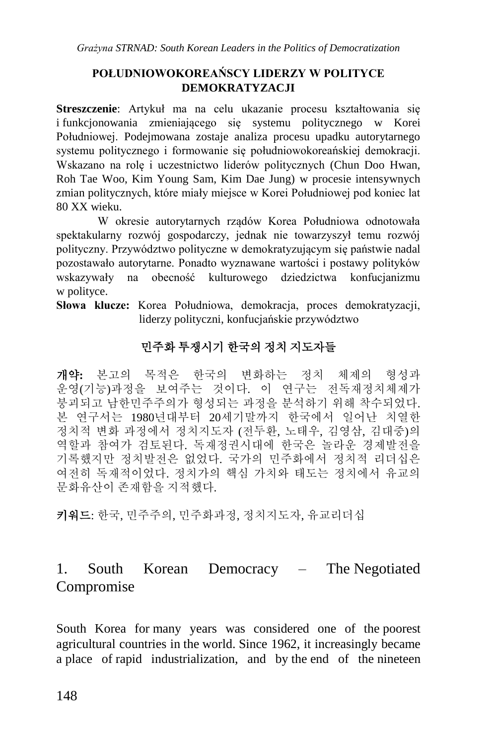## POŁUDNIOWOKOREAŃSCY LIDERZY W POLITYCE DEMOKRATYZACJI

**Streszczenie**: Artykuł ma na celu ukazanie procesu kształtowania się i funkcjonowania zmieniającego się systemu politycznego w Korei Południowej. Podejmowana zostaje analiza procesu upadku autorytarnego systemu politycznego i formowanie się południowokoreańskiej demokracji. Wskazano na rolę i uczestnictwo liderów politycznych (Chun Doo Hwan, Roh Tae Woo, Kim Young Sam, Kim Dae Jung) w procesie intensywnych zmian politycznych, które miały miejsce w Korei Południowej pod koniec lat 80 XX wieku.

W okresie autorytarnych rządów Korea Południowa odnotowała spektakularny rozwój gospodarczy, jednak nie towarzyszył temu rozwój polityczny. Przywództwo polityczne w demokratyzującym się państwie nadal pozostawało autorytarne. Ponadto wyznawane wartości i postawy polityków wskazywały na obecność kulturowego dziedzictwa konfucjanizmu w polityce.

**Słowa klucze:** Korea Południowa, demokracja, proces demokratyzacji, liderzy polityczni, konfucjańskie przywództwo

## 민주화 투쟁시기 한국의 정치 지도자들

**개약:** 본고의 목적은 한국의 변화하는 정치 체제의 형성과 운영(기능)과정을 보여주는 것이다. 이 연구는 전독재정치체제가 붕괴되고 남한민주주의가 형성되는 과정을 분석하기 위해 착수되었다. 본 연구서는 1980년대부터 20세기말까지 한국에서 일어난 치열한 정치적 변화 과정에서 정치지도자 (전두환, 노태우, 김영삼, 김대중)의 역할과 참여가 검토된다. 독재정권시대에 한국은 놀라운 경제발전을 기록했지만 정치발전은 없었다. 국가의 민주화에서 정치적 리더십은 여전히 독재적이었다. 정치가의 핵심 가치와 태도는 정치에서 유교의 문화유산이 존재함을 지적했다.

**키워드**: 한국, 민주주의, 민주화과정, 정치지도자, 유교리더십

## 1. South Korean Democracy – The Negotiated Compromise

South Korea for many years was considered one of the poorest agricultural countries in the world. Since 1962, it increasingly became a place of rapid industrialization, and by the end of the nineteen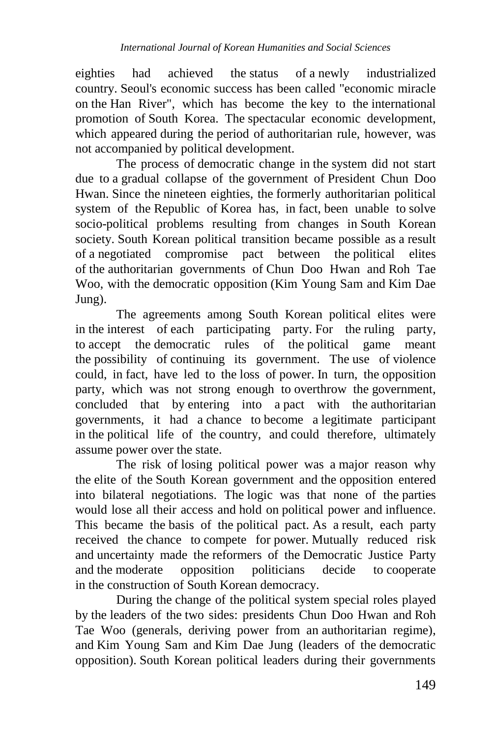eighties had achieved the status of a newly industrialized country. Seoul's economic success has been called "economic miracle on the Han River", which has become the key to the international promotion of South Korea. The spectacular economic development, which appeared during the period of authoritarian rule, however, was not accompanied by political development.

The process of democratic change in the system did not start due to a gradual collapse of the government of President Chun Doo Hwan. Since the nineteen eighties, the formerly authoritarian political system of the Republic of Korea has, in fact, been unable to solve socio-political problems resulting from changes in South Korean society. South Korean political transition became possible as a result of a negotiated compromise pact between the political elites of the authoritarian governments of Chun Doo Hwan and Roh Tae Woo, with the democratic opposition (Kim Young Sam and Kim Dae Jung).

The agreements among South Korean political elites were in the interest of each participating party. For the ruling party, to accept the democratic rules of the political game meant the possibility of continuing its government. The use of violence could, in fact, have led to the loss of power. In turn, the opposition party, which was not strong enough to overthrow the government, concluded that by entering into a pact with the authoritarian governments, it had a chance to become a legitimate participant in the political life of the country, and could therefore, ultimately assume power over the state.

The risk of losing political power was a major reason why the elite of the South Korean government and the opposition entered into bilateral negotiations. The logic was that none of the parties would lose all their access and hold on political power and influence. This became the basis of the political pact. As a result, each party received the chance to compete for power. Mutually reduced risk and uncertainty made the reformers of the Democratic Justice Party and the moderate opposition politicians decide to cooperate in the construction of South Korean democracy.

During the change of the political system special roles played by the leaders of the two sides: presidents Chun Doo Hwan and Roh Tae Woo (generals, deriving power from an authoritarian regime), and Kim Young Sam and Kim Dae Jung (leaders of the democratic opposition). South Korean political leaders during their governments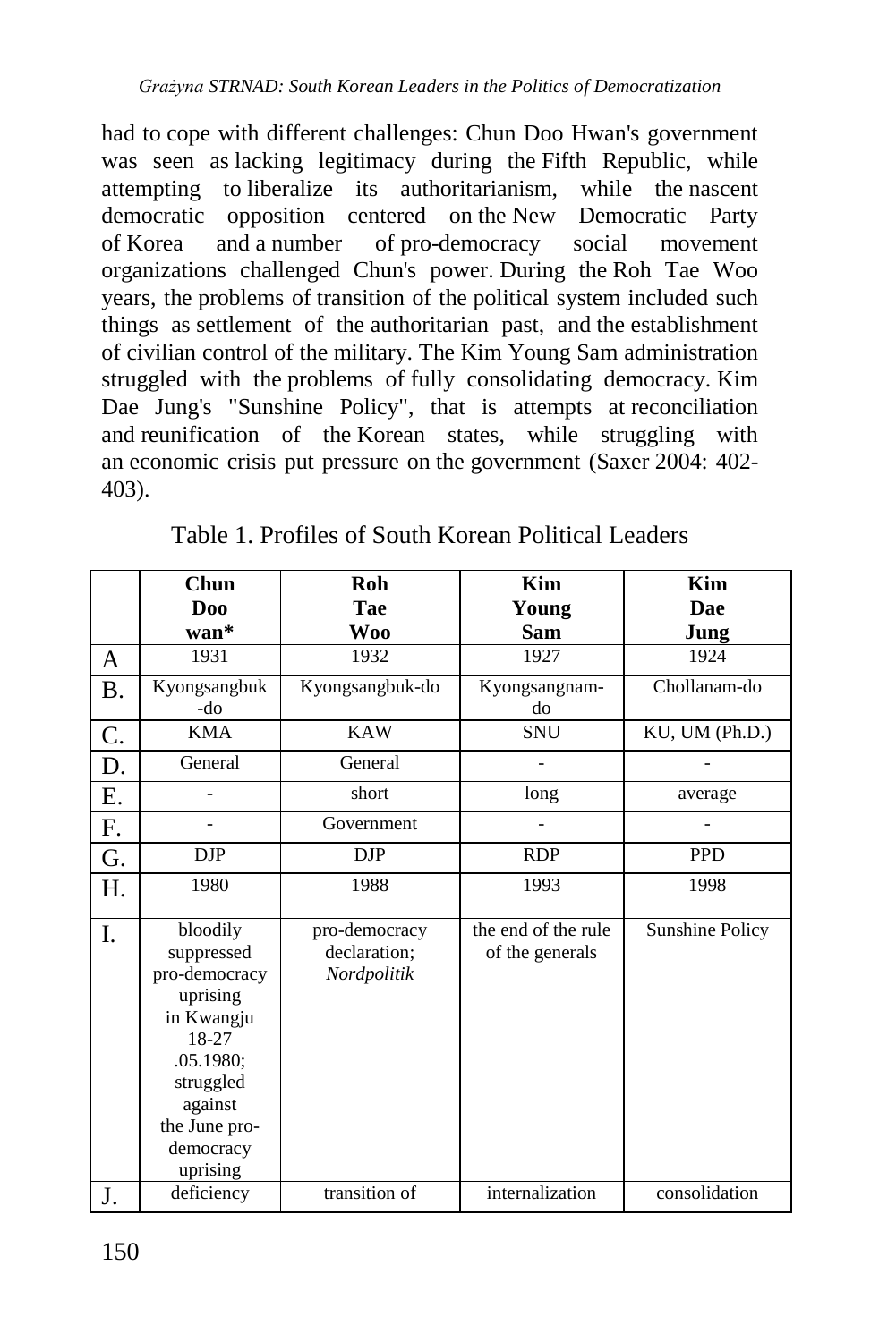had to cope with different challenges: Chun Doo Hwan's government was seen as lacking legitimacy during the Fifth Republic, while attempting to liberalize its authoritarianism, while the nascent democratic opposition centered on the New Democratic Party of Korea and a number of pro-democracy social movement organizations challenged Chun's power. During the Roh Tae Woo years, the problems of transition of the political system included such things as settlement of the authoritarian past, and the establishment of civilian control of the military. The Kim Young Sam administration struggled with the problems of fully consolidating democracy. Kim Dae Jung's "Sunshine Policy", that is attempts at reconciliation and reunification of the Korean states, while struggling with an economic crisis put pressure on the government (Saxer 2004: 402-403).

Table 1. Profiles of South Korean Political Leaders

| | **Chun Doo wan*** | **Roh Tae Woo** | **Kim Young Sam** | **Kim Dae Jung** |
|---|---|---|---|---|
| A | 1931 | 1932 | 1927 | 1924 |
| B. | Kyongsangbuk-do | Kyongsangbuk-do | Kyongsangnam-do | Chollanam-do |
| C. | KMA | KAW | SNU | KU, UM (Ph.D.) |
| D. | General | General | - | - |
| E. | - | short | long | average |
| F. | - | Government | - | - |
| G. | DJP | DJP | RDP | PPD |
| H. | 1980 | 1988 | 1993 | 1998 |
| I. | bloodily suppressed pro-democracy uprising in Kwangju 18-27 .05.1980; struggled against the June pro-democracy uprising | pro-democracy declaration; *Nordpolitik* | the end of the rule of the generals | Sunshine Policy |
| J. | deficiency | transition of | internalization | consolidation |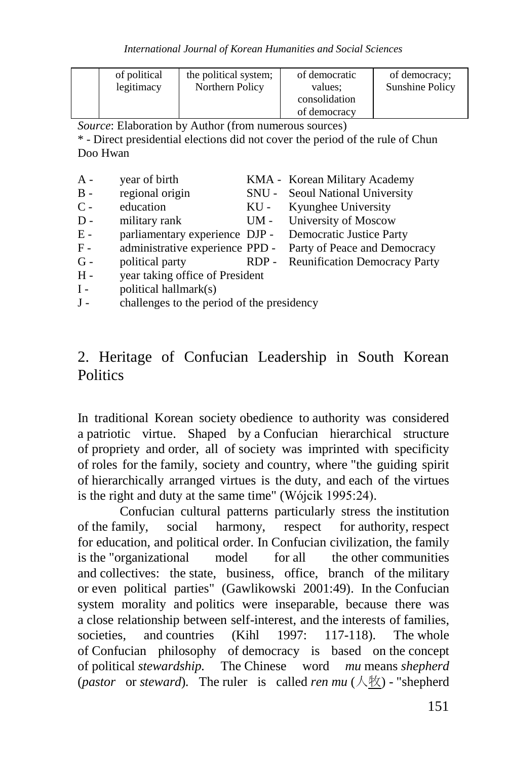| | of political legitimacy | the political system; Northern Policy | of democratic values; consolidation of democracy | of democracy; Sunshine Policy |
|---|---|---|---|---|

*Source*: Elaboration by Author (from numerous sources)
\* - Direct presidential elections did not cover the period of the rule of Chun Doo Hwan

| | | | |
|---|---|---|---|
| A - | year of birth | KMA - | Korean Military Academy |
| B - | regional origin | SNU - | Seoul National University |
| C - | education | KU - | Kyunghee University |
| D - | military rank | UM - | University of Moscow |
| E - | parliamentary experience | DJP - | Democratic Justice Party |
| F - | administrative experience | PPD - | Party of Peace and Democracy |
| G - | political party | RDP - | Reunification Democracy Party |
| H - | year taking office of President | | |
| I - | political hallmark(s) | | |
| J - | challenges to the period of the presidency | | |

## 2. Heritage of Confucian Leadership in South Korean Politics

In traditional Korean society obedience to authority was considered a patriotic virtue. Shaped by a Confucian hierarchical structure of propriety and order, all of society was imprinted with specificity of roles for the family, society and country, where "the guiding spirit of hierarchically arranged virtues is the duty, and each of the virtues is the right and duty at the same time" (Wójcik 1995:24).

Confucian cultural patterns particularly stress the institution of the family, social harmony, respect for authority, respect for education, and political order. In Confucian civilization, the family is the "organizational model for all the other communities and collectives: the state, business, office, branch of the military or even political parties" (Gawlikowski 2001:49). In the Confucian system morality and politics were inseparable, because there was a close relationship between self-interest, and the interests of families, societies, and countries (Kihl 1997: 117-118). The whole of Confucian philosophy of democracy is based on the concept of political *stewardship.* The Chinese word *mu* means *shepherd* (*pastor* or *steward*). The ruler is called *ren mu* (人牧) - "shepherd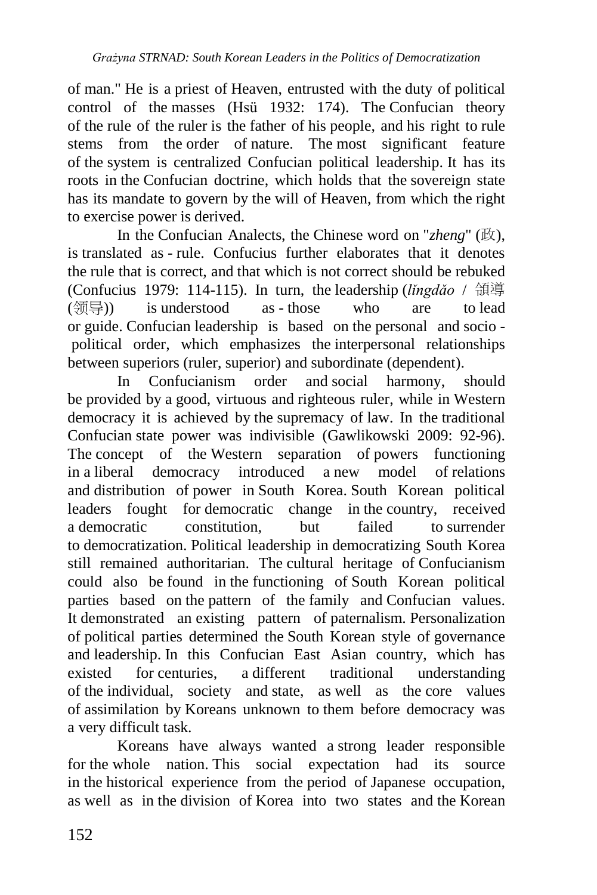of man." He is a priest of Heaven, entrusted with the duty of political control of the masses (Hsü 1932: 174). The Confucian theory of the rule of the ruler is the father of his people, and his right to rule stems from the order of nature. The most significant feature of the system is centralized Confucian political leadership. It has its roots in the Confucian doctrine, which holds that the sovereign state has its mandate to govern by the will of Heaven, from which the right to exercise power is derived.

In the Confucian Analects, the Chinese word on "*zheng*" (政), is translated as - rule. Confucius further elaborates that it denotes the rule that is correct, and that which is not correct should be rebuked (Confucius 1979: 114-115). In turn, the leadership (*lǐngdǎo* / 領導 (领导)) is understood as - those who are to lead or guide. Confucian leadership is based on the personal and socio - political order, which emphasizes the interpersonal relationships between superiors (ruler, superior) and subordinate (dependent).

In Confucianism order and social harmony, should be provided by a good, virtuous and righteous ruler, while in Western democracy it is achieved by the supremacy of law. In the traditional Confucian state power was indivisible (Gawlikowski 2009: 92-96). The concept of the Western separation of powers functioning in a liberal democracy introduced a new model of relations and distribution of power in South Korea. South Korean political leaders fought for democratic change in the country, received a democratic constitution, but failed to surrender to democratization. Political leadership in democratizing South Korea still remained authoritarian. The cultural heritage of Confucianism could also be found in the functioning of South Korean political parties based on the pattern of the family and Confucian values. It demonstrated an existing pattern of paternalism. Personalization of political parties determined the South Korean style of governance and leadership. In this Confucian East Asian country, which has existed for centuries, a different traditional understanding of the individual, society and state, as well as the core values of assimilation by Koreans unknown to them before democracy was a very difficult task.

Koreans have always wanted a strong leader responsible for the whole nation. This social expectation had its source in the historical experience from the period of Japanese occupation, as well as in the division of Korea into two states and the Korean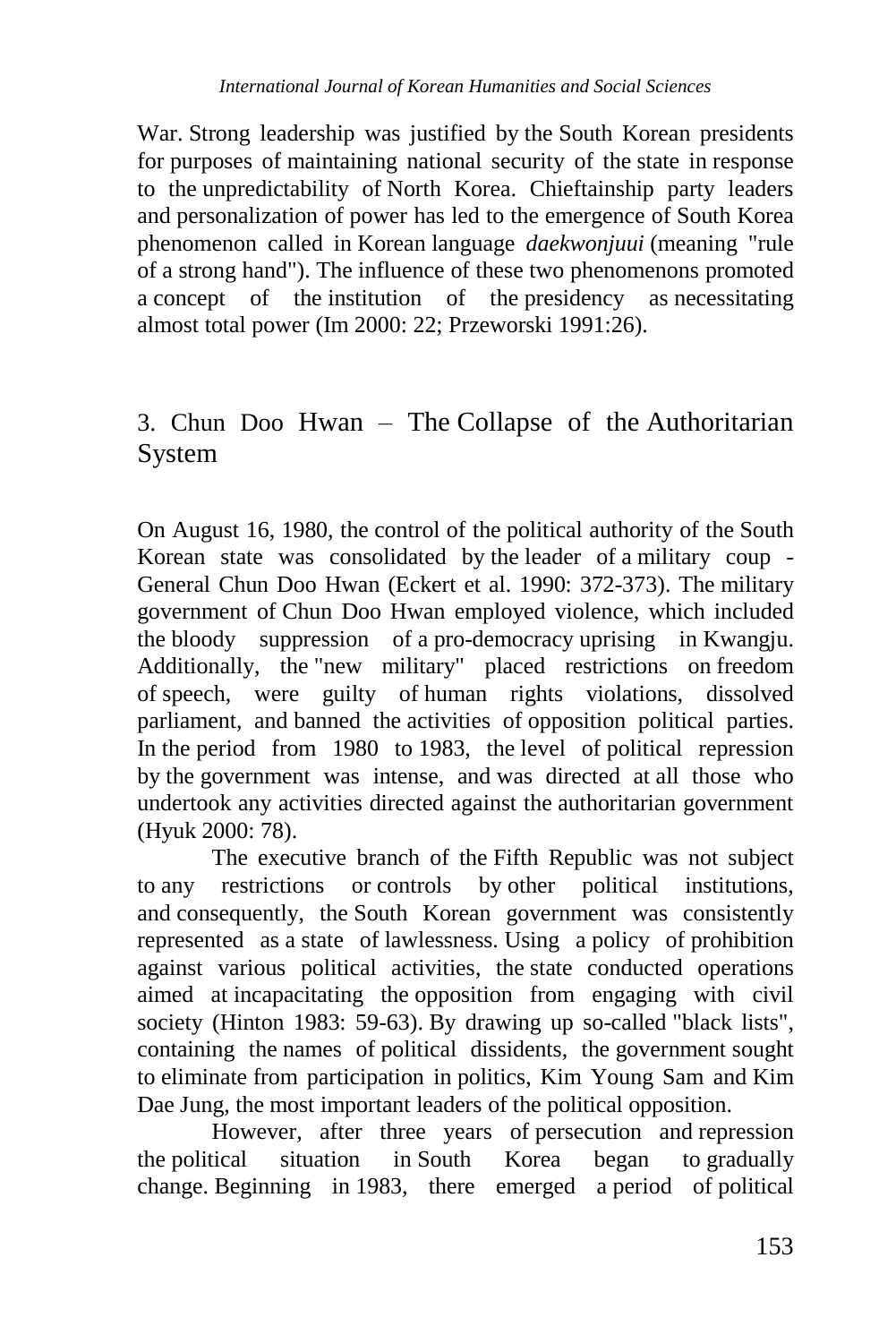War. Strong leadership was justified by the South Korean presidents for purposes of maintaining national security of the state in response to the unpredictability of North Korea. Chieftainship party leaders and personalization of power has led to the emergence of South Korea phenomenon called in Korean language *daekwonjuui* (meaning "rule of a strong hand"). The influence of these two phenomenons promoted a concept of the institution of the presidency as necessitating almost total power (Im 2000: 22; Przeworski 1991:26).

## 3. Chun Doo Hwan – The Collapse of the Authoritarian System

On August 16, 1980, the control of the political authority of the South Korean state was consolidated by the leader of a military coup - General Chun Doo Hwan (Eckert et al. 1990: 372-373). The military government of Chun Doo Hwan employed violence, which included the bloody suppression of a pro-democracy uprising in Kwangju. Additionally, the "new military" placed restrictions on freedom of speech, were guilty of human rights violations, dissolved parliament, and banned the activities of opposition political parties. In the period from 1980 to 1983, the level of political repression by the government was intense, and was directed at all those who undertook any activities directed against the authoritarian government (Hyuk 2000: 78).

The executive branch of the Fifth Republic was not subject to any restrictions or controls by other political institutions, and consequently, the South Korean government was consistently represented as a state of lawlessness. Using a policy of prohibition against various political activities, the state conducted operations aimed at incapacitating the opposition from engaging with civil society (Hinton 1983: 59-63). By drawing up so-called "black lists", containing the names of political dissidents, the government sought to eliminate from participation in politics, Kim Young Sam and Kim Dae Jung, the most important leaders of the political opposition.

However, after three years of persecution and repression the political situation in South Korea began to gradually change. Beginning in 1983, there emerged a period of political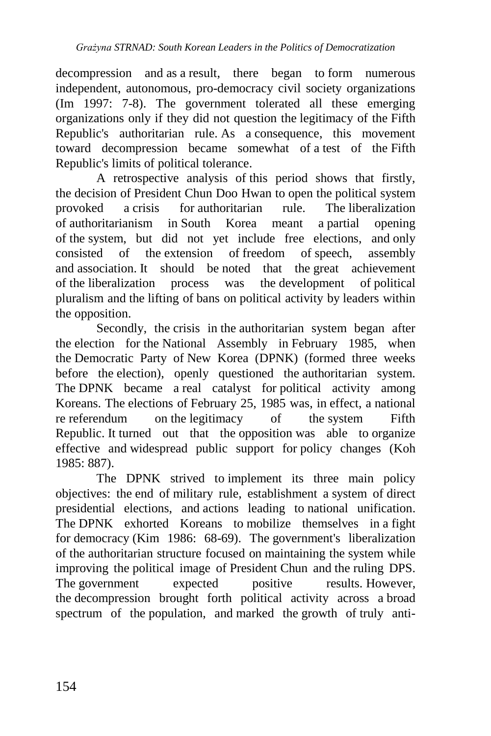decompression and as a result, there began to form numerous independent, autonomous, pro-democracy civil society organizations (Im 1997: 7-8). The government tolerated all these emerging organizations only if they did not question the legitimacy of the Fifth Republic's authoritarian rule. As a consequence, this movement toward decompression became somewhat of a test of the Fifth Republic's limits of political tolerance.

A retrospective analysis of this period shows that firstly, the decision of President Chun Doo Hwan to open the political system provoked a crisis for authoritarian rule. The liberalization of authoritarianism in South Korea meant a partial opening of the system, but did not yet include free elections, and only consisted of the extension of freedom of speech, assembly and association. It should be noted that the great achievement of the liberalization process was the development of political pluralism and the lifting of bans on political activity by leaders within the opposition.

Secondly, the crisis in the authoritarian system began after the election for the National Assembly in February 1985, when the Democratic Party of New Korea (DPNK) (formed three weeks before the election), openly questioned the authoritarian system. The DPNK became a real catalyst for political activity among Koreans. The elections of February 25, 1985 was, in effect, a national re referendum on the legitimacy of the system Fifth Republic. It turned out that the opposition was able to organize effective and widespread public support for policy changes (Koh 1985: 887).

The DPNK strived to implement its three main policy objectives: the end of military rule, establishment a system of direct presidential elections, and actions leading to national unification. The DPNK exhorted Koreans to mobilize themselves in a fight for democracy (Kim 1986: 68-69). The government's liberalization of the authoritarian structure focused on maintaining the system while improving the political image of President Chun and the ruling DPS. The government expected positive results. However, the decompression brought forth political activity across a broad spectrum of the population, and marked the growth of truly anti-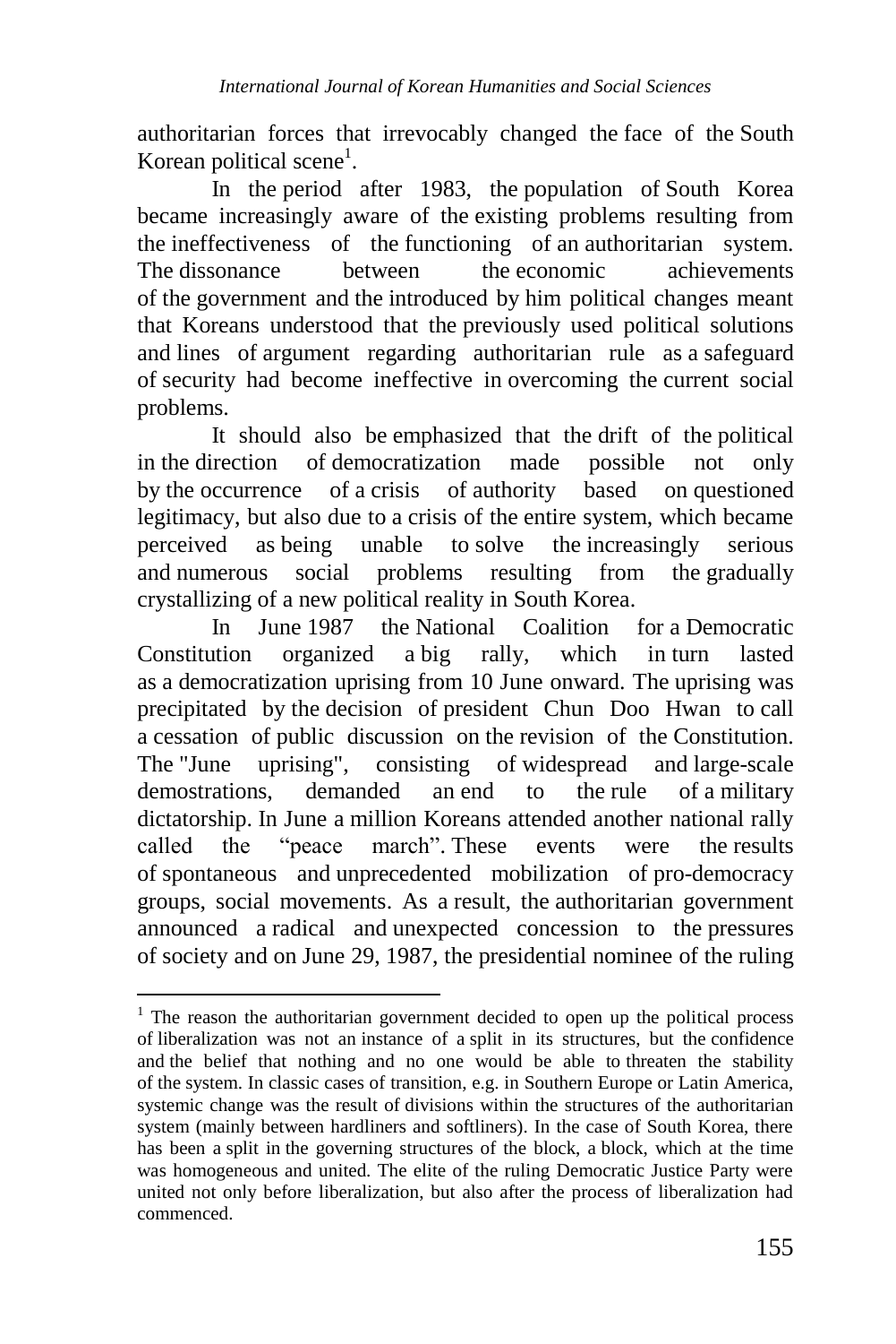authoritarian forces that irrevocably changed the face of the South Korean political scene[1].

In the period after 1983, the population of South Korea became increasingly aware of the existing problems resulting from the ineffectiveness of the functioning of an authoritarian system. The dissonance between the economic achievements of the government and the introduced by him political changes meant that Koreans understood that the previously used political solutions and lines of argument regarding authoritarian rule as a safeguard of security had become ineffective in overcoming the current social problems.

It should also be emphasized that the drift of the political in the direction of democratization made possible not only by the occurrence of a crisis of authority based on questioned legitimacy, but also due to a crisis of the entire system, which became perceived as being unable to solve the increasingly serious and numerous social problems resulting from the gradually crystallizing of a new political reality in South Korea.

In June 1987 the National Coalition for a Democratic Constitution organized a big rally, which in turn lasted as a democratization uprising from 10 June onward. The uprising was precipitated by the decision of president Chun Doo Hwan to call a cessation of public discussion on the revision of the Constitution. The "June uprising", consisting of widespread and large-scale demostrations, demanded an end to the rule of a military dictatorship. In June a million Koreans attended another national rally called the "peace march". These events were the results of spontaneous and unprecedented mobilization of pro-democracy groups, social movements. As a result, the authoritarian government announced a radical and unexpected concession to the pressures of society and on June 29, 1987, the presidential nominee of the ruling

---

[1] The reason the authoritarian government decided to open up the political process of liberalization was not an instance of a split in its structures, but the confidence and the belief that nothing and no one would be able to threaten the stability of the system. In classic cases of transition, e.g. in Southern Europe or Latin America, systemic change was the result of divisions within the structures of the authoritarian system (mainly between hardliners and softliners). In the case of South Korea, there has been a split in the governing structures of the block, a block, which at the time was homogeneous and united. The elite of the ruling Democratic Justice Party were united not only before liberalization, but also after the process of liberalization had commenced.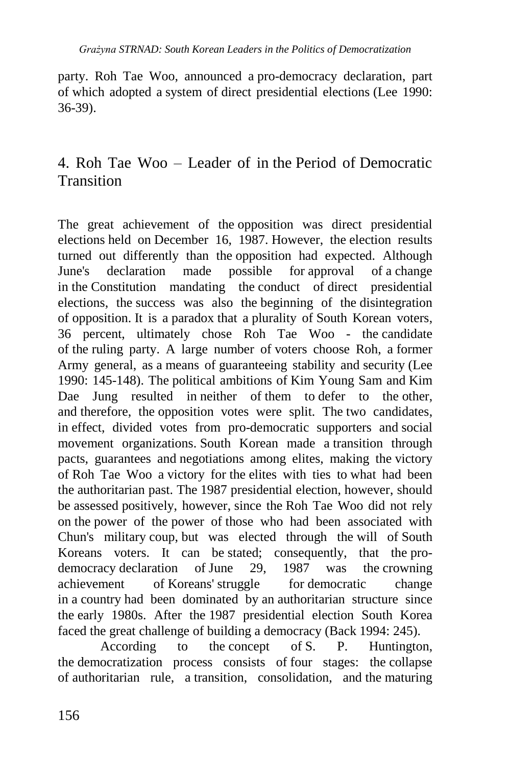party. Roh Tae Woo, announced a pro-democracy declaration, part of which adopted a system of direct presidential elections (Lee 1990: 36-39).

## 4. Roh Tae Woo – Leader of in the Period of Democratic Transition

The great achievement of the opposition was direct presidential elections held on December 16, 1987. However, the election results turned out differently than the opposition had expected. Although June's declaration made possible for approval of a change in the Constitution mandating the conduct of direct presidential elections, the success was also the beginning of the disintegration of opposition. It is a paradox that a plurality of South Korean voters, 36 percent, ultimately chose Roh Tae Woo - the candidate of the ruling party. A large number of voters choose Roh, a former Army general, as a means of guaranteeing stability and security (Lee 1990: 145-148). The political ambitions of Kim Young Sam and Kim Dae Jung resulted in neither of them to defer to the other, and therefore, the opposition votes were split. The two candidates, in effect, divided votes from pro-democratic supporters and social movement organizations. South Korean made a transition through pacts, guarantees and negotiations among elites, making the victory of Roh Tae Woo a victory for the elites with ties to what had been the authoritarian past. The 1987 presidential election, however, should be assessed positively, however, since the Roh Tae Woo did not rely on the power of the power of those who had been associated with Chun's military coup, but was elected through the will of South Koreans voters. It can be stated; consequently, that the pro-democracy declaration of June 29, 1987 was the crowning achievement of Koreans' struggle for democratic change in a country had been dominated by an authoritarian structure since the early 1980s. After the 1987 presidential election South Korea faced the great challenge of building a democracy (Back 1994: 245).

According to the concept of S. P. Huntington, the democratization process consists of four stages: the collapse of authoritarian rule, a transition, consolidation, and the maturing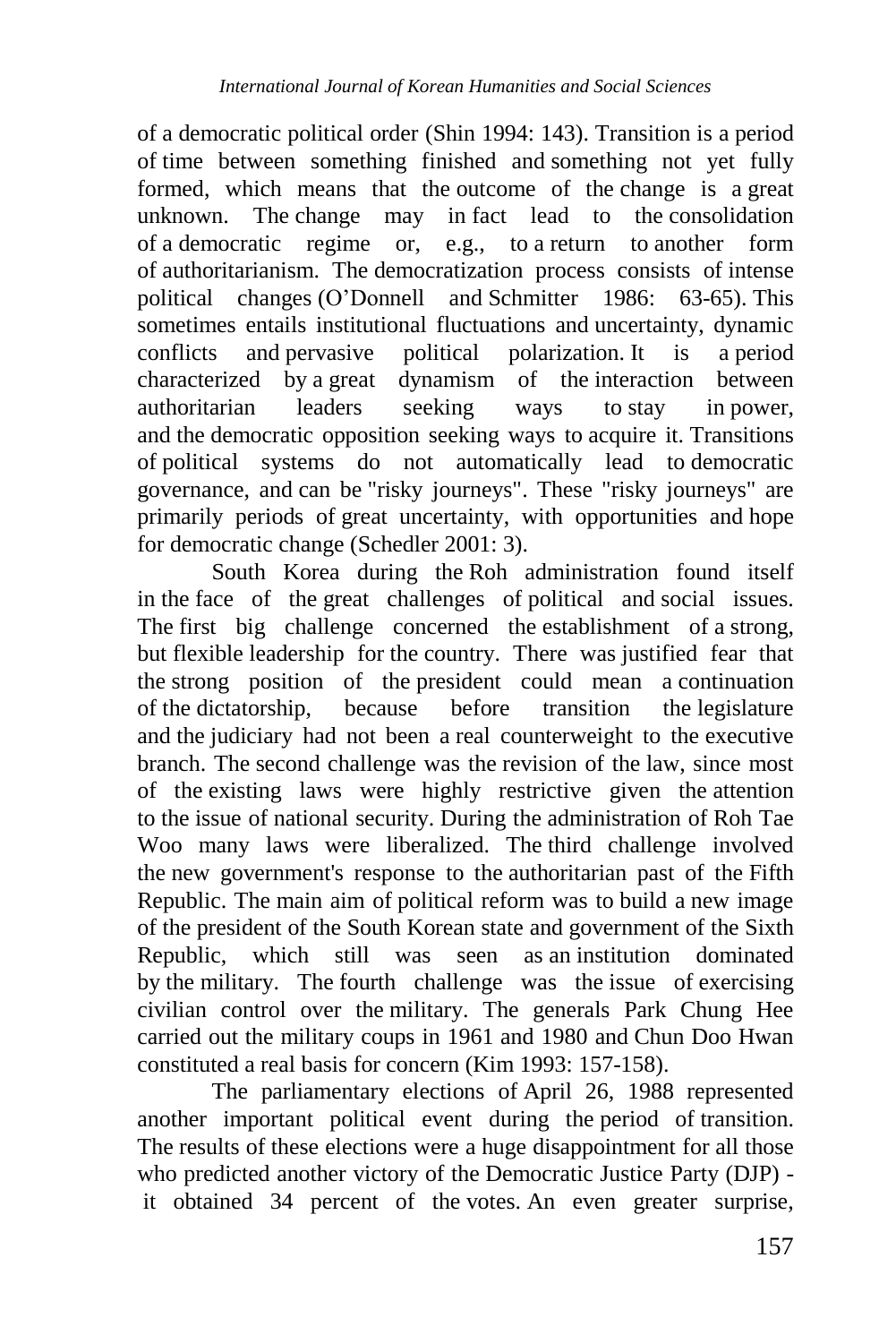of a democratic political order (Shin 1994: 143). Transition is a period of time between something finished and something not yet fully formed, which means that the outcome of the change is a great unknown. The change may in fact lead to the consolidation of a democratic regime or, e.g., to a return to another form of authoritarianism. The democratization process consists of intense political changes (O'Donnell and Schmitter 1986: 63-65). This sometimes entails institutional fluctuations and uncertainty, dynamic conflicts and pervasive political polarization. It is a period characterized by a great dynamism of the interaction between authoritarian leaders seeking ways to stay in power, and the democratic opposition seeking ways to acquire it. Transitions of political systems do not automatically lead to democratic governance, and can be "risky journeys". These "risky journeys" are primarily periods of great uncertainty, with opportunities and hope for democratic change (Schedler 2001: 3).

South Korea during the Roh administration found itself in the face of the great challenges of political and social issues. The first big challenge concerned the establishment of a strong, but flexible leadership for the country. There was justified fear that the strong position of the president could mean a continuation of the dictatorship, because before transition the legislature and the judiciary had not been a real counterweight to the executive branch. The second challenge was the revision of the law, since most of the existing laws were highly restrictive given the attention to the issue of national security. During the administration of Roh Tae Woo many laws were liberalized. The third challenge involved the new government's response to the authoritarian past of the Fifth Republic. The main aim of political reform was to build a new image of the president of the South Korean state and government of the Sixth Republic, which still was seen as an institution dominated by the military. The fourth challenge was the issue of exercising civilian control over the military. The generals Park Chung Hee carried out the military coups in 1961 and 1980 and Chun Doo Hwan constituted a real basis for concern (Kim 1993: 157-158).

The parliamentary elections of April 26, 1988 represented another important political event during the period of transition. The results of these elections were a huge disappointment for all those who predicted another victory of the Democratic Justice Party (DJP) - it obtained 34 percent of the votes. An even greater surprise,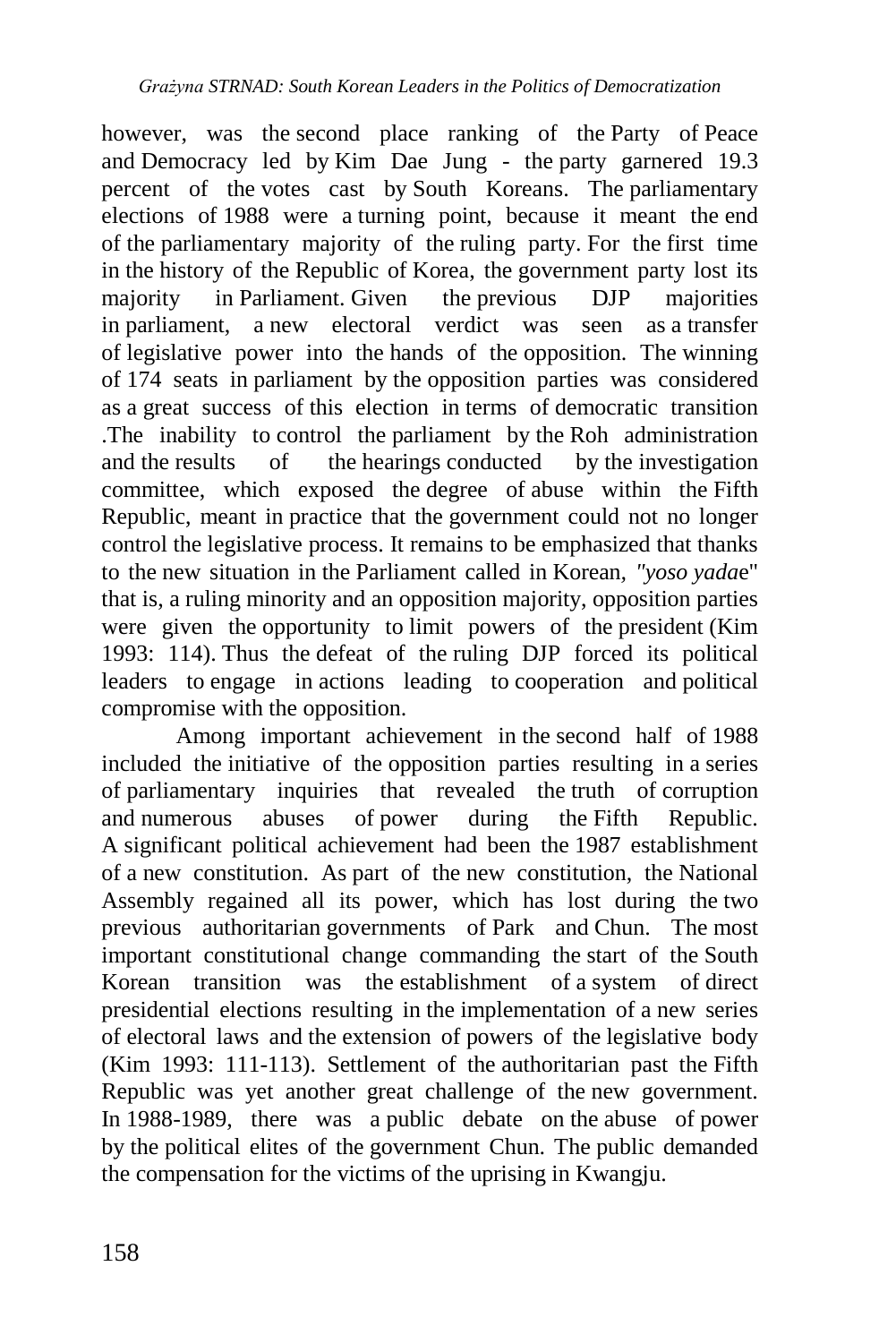however, was the second place ranking of the Party of Peace and Democracy led by Kim Dae Jung - the party garnered 19.3 percent of the votes cast by South Koreans. The parliamentary elections of 1988 were a turning point, because it meant the end of the parliamentary majority of the ruling party. For the first time in the history of the Republic of Korea, the government party lost its majority in Parliament. Given the previous DJP majorities in parliament, a new electoral verdict was seen as a transfer of legislative power into the hands of the opposition. The winning of 174 seats in parliament by the opposition parties was considered as a great success of this election in terms of democratic transition .The inability to control the parliament by the Roh administration and the results of the hearings conducted by the investigation committee, which exposed the degree of abuse within the Fifth Republic, meant in practice that the government could not no longer control the legislative process. It remains to be emphasized that thanks to the new situation in the Parliament called in Korean, *"yoso yada*e" that is, a ruling minority and an opposition majority, opposition parties were given the opportunity to limit powers of the president (Kim 1993: 114). Thus the defeat of the ruling DJP forced its political leaders to engage in actions leading to cooperation and political compromise with the opposition.

Among important achievement in the second half of 1988 included the initiative of the opposition parties resulting in a series of parliamentary inquiries that revealed the truth of corruption and numerous abuses of power during the Fifth Republic. A significant political achievement had been the 1987 establishment of a new constitution. As part of the new constitution, the National Assembly regained all its power, which has lost during the two previous authoritarian governments of Park and Chun. The most important constitutional change commanding the start of the South Korean transition was the establishment of a system of direct presidential elections resulting in the implementation of a new series of electoral laws and the extension of powers of the legislative body (Kim 1993: 111-113). Settlement of the authoritarian past the Fifth Republic was yet another great challenge of the new government. In 1988-1989, there was a public debate on the abuse of power by the political elites of the government Chun. The public demanded the compensation for the victims of the uprising in Kwangju.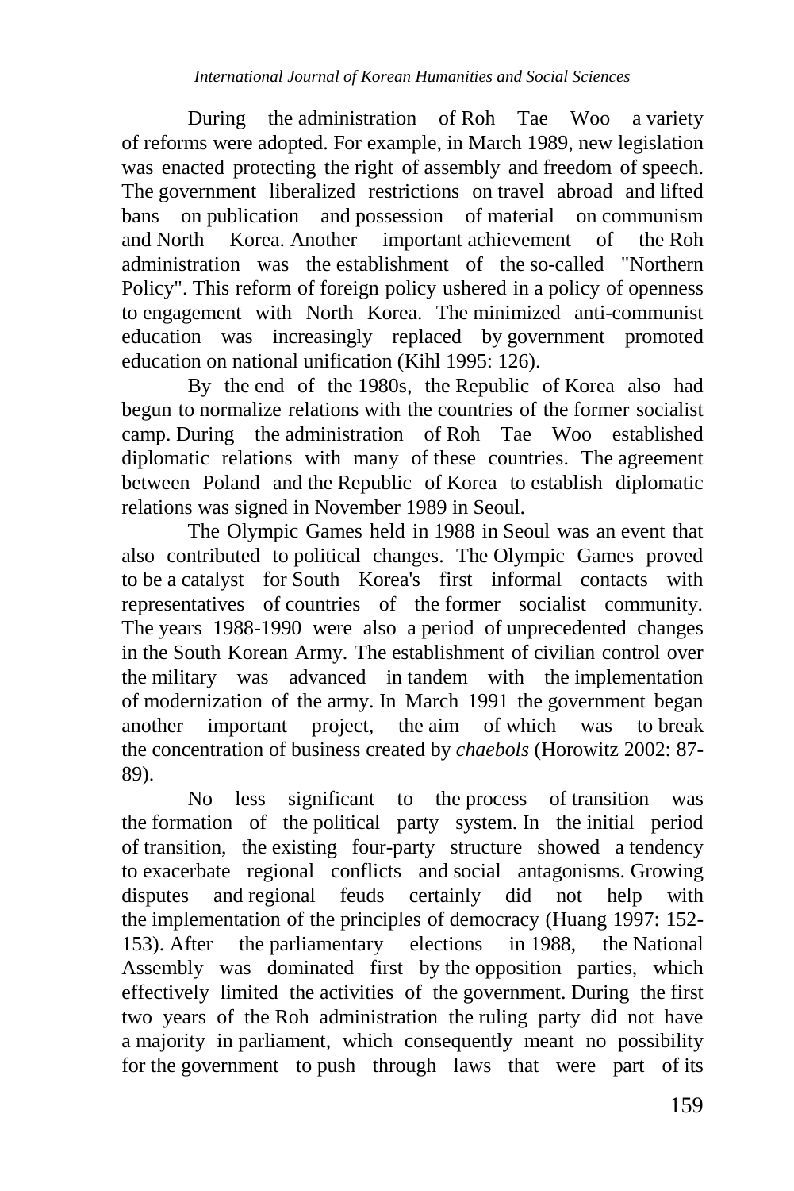During the administration of Roh Tae Woo a variety of reforms were adopted. For example, in March 1989, new legislation was enacted protecting the right of assembly and freedom of speech. The government liberalized restrictions on travel abroad and lifted bans on publication and possession of material on communism and North Korea. Another important achievement of the Roh administration was the establishment of the so-called "Northern Policy". This reform of foreign policy ushered in a policy of openness to engagement with North Korea. The minimized anti-communist education was increasingly replaced by government promoted education on national unification (Kihl 1995: 126).

By the end of the 1980s, the Republic of Korea also had begun to normalize relations with the countries of the former socialist camp. During the administration of Roh Tae Woo established diplomatic relations with many of these countries. The agreement between Poland and the Republic of Korea to establish diplomatic relations was signed in November 1989 in Seoul.

The Olympic Games held in 1988 in Seoul was an event that also contributed to political changes. The Olympic Games proved to be a catalyst for South Korea's first informal contacts with representatives of countries of the former socialist community. The years 1988-1990 were also a period of unprecedented changes in the South Korean Army. The establishment of civilian control over the military was advanced in tandem with the implementation of modernization of the army. In March 1991 the government began another important project, the aim of which was to break the concentration of business created by *chaebols* (Horowitz 2002: 87-89).

No less significant to the process of transition was the formation of the political party system. In the initial period of transition, the existing four-party structure showed a tendency to exacerbate regional conflicts and social antagonisms. Growing disputes and regional feuds certainly did not help with the implementation of the principles of democracy (Huang 1997: 152-153). After the parliamentary elections in 1988, the National Assembly was dominated first by the opposition parties, which effectively limited the activities of the government. During the first two years of the Roh administration the ruling party did not have a majority in parliament, which consequently meant no possibility for the government to push through laws that were part of its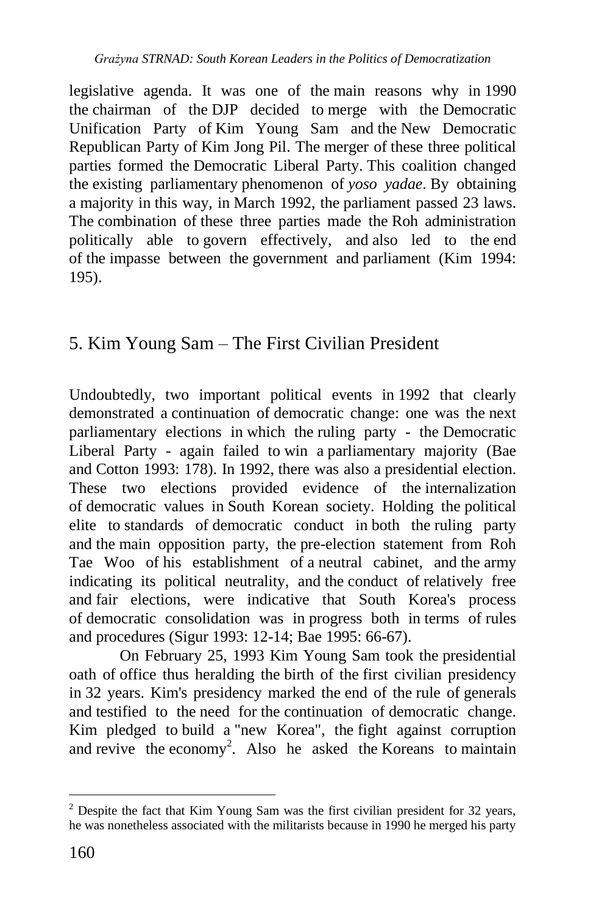legislative agenda. It was one of the main reasons why in 1990 the chairman of the DJP decided to merge with the Democratic Unification Party of Kim Young Sam and the New Democratic Republican Party of Kim Jong Pil. The merger of these three political parties formed the Democratic Liberal Party. This coalition changed the existing parliamentary phenomenon of *yoso yadae*. By obtaining a majority in this way, in March 1992, the parliament passed 23 laws. The combination of these three parties made the Roh administration politically able to govern effectively, and also led to the end of the impasse between the government and parliament (Kim 1994: 195).

## 5. Kim Young Sam – The First Civilian President

Undoubtedly, two important political events in 1992 that clearly demonstrated a continuation of democratic change: one was the next parliamentary elections in which the ruling party - the Democratic Liberal Party - again failed to win a parliamentary majority (Bae and Cotton 1993: 178). In 1992, there was also a presidential election. These two elections provided evidence of the internalization of democratic values in South Korean society. Holding the political elite to standards of democratic conduct in both the ruling party and the main opposition party, the pre-election statement from Roh Tae Woo of his establishment of a neutral cabinet, and the army indicating its political neutrality, and the conduct of relatively free and fair elections, were indicative that South Korea's process of democratic consolidation was in progress both in terms of rules and procedures (Sigur 1993: 12-14; Bae 1995: 66-67).

On February 25, 1993 Kim Young Sam took the presidential oath of office thus heralding the birth of the first civilian presidency in 32 years. Kim's presidency marked the end of the rule of generals and testified to the need for the continuation of democratic change. Kim pledged to build a "new Korea", the fight against corruption and revive the economy[2]. Also he asked the Koreans to maintain

[2] Despite the fact that Kim Young Sam was the first civilian president for 32 years, he was nonetheless associated with the militarists because in 1990 he merged his party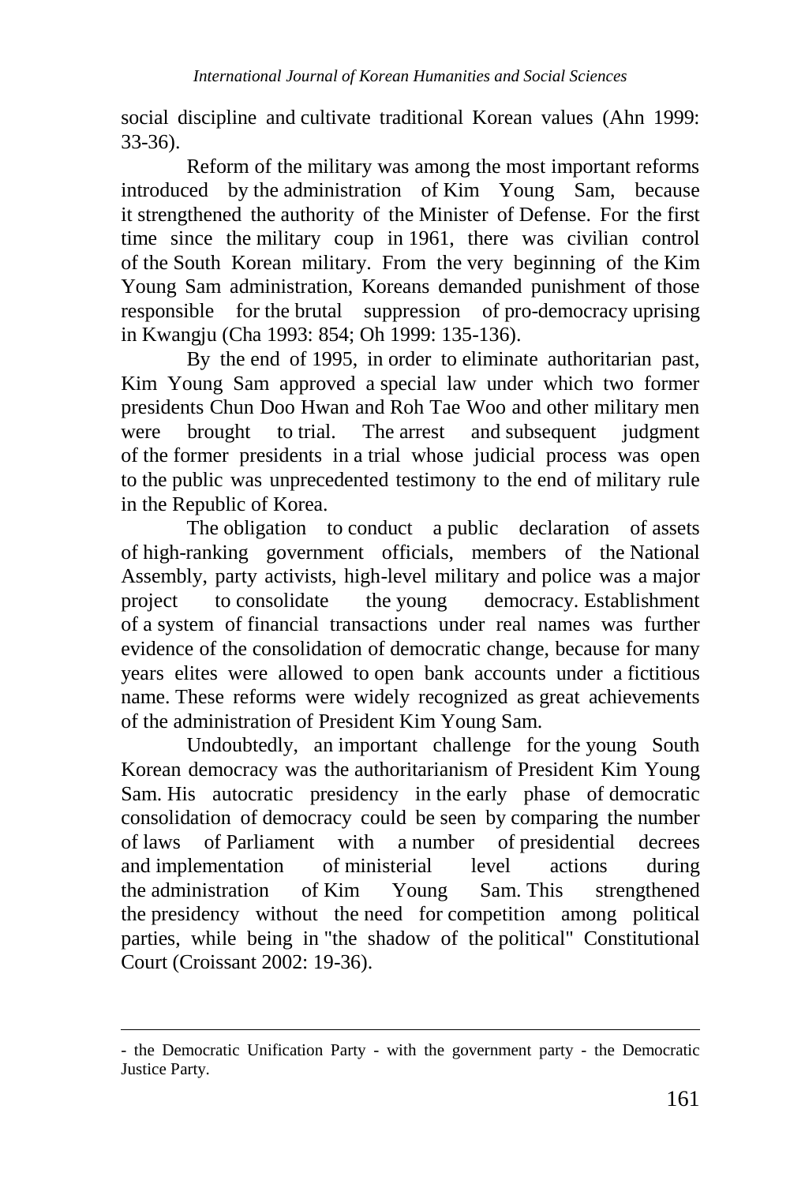social discipline and cultivate traditional Korean values (Ahn 1999: 33-36).

Reform of the military was among the most important reforms introduced by the administration of Kim Young Sam, because it strengthened the authority of the Minister of Defense. For the first time since the military coup in 1961, there was civilian control of the South Korean military. From the very beginning of the Kim Young Sam administration, Koreans demanded punishment of those responsible for the brutal suppression of pro-democracy uprising in Kwangju (Cha 1993: 854; Oh 1999: 135-136).

By the end of 1995, in order to eliminate authoritarian past, Kim Young Sam approved a special law under which two former presidents Chun Doo Hwan and Roh Tae Woo and other military men were brought to trial. The arrest and subsequent judgment of the former presidents in a trial whose judicial process was open to the public was unprecedented testimony to the end of military rule in the Republic of Korea.

The obligation to conduct a public declaration of assets of high-ranking government officials, members of the National Assembly, party activists, high-level military and police was a major project to consolidate the young democracy. Establishment of a system of financial transactions under real names was further evidence of the consolidation of democratic change, because for many years elites were allowed to open bank accounts under a fictitious name. These reforms were widely recognized as great achievements of the administration of President Kim Young Sam.

Undoubtedly, an important challenge for the young South Korean democracy was the authoritarianism of President Kim Young Sam. His autocratic presidency in the early phase of democratic consolidation of democracy could be seen by comparing the number of laws of Parliament with a number of presidential decrees and implementation of ministerial level actions during the administration of Kim Young Sam. This strengthened the presidency without the need for competition among political parties, while being in "the shadow of the political" Constitutional Court (Croissant 2002: 19-36).

---

- the Democratic Unification Party - with the government party - the Democratic Justice Party.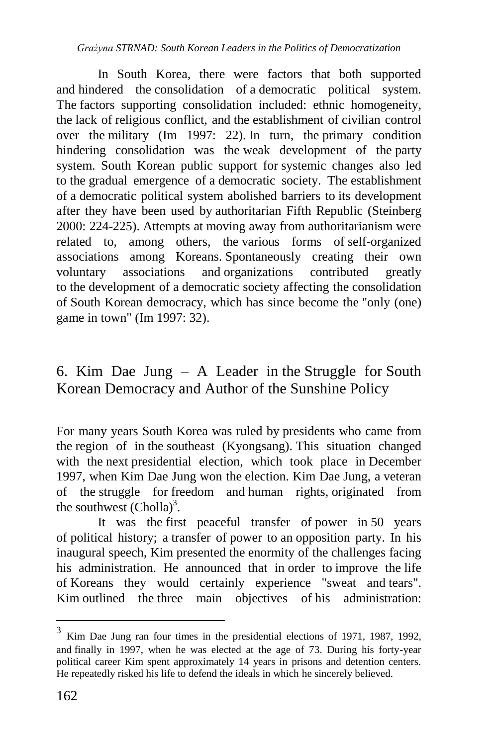In South Korea, there were factors that both supported and hindered the consolidation of a democratic political system. The factors supporting consolidation included: ethnic homogeneity, the lack of religious conflict, and the establishment of civilian control over the military (Im 1997: 22). In turn, the primary condition hindering consolidation was the weak development of the party system. South Korean public support for systemic changes also led to the gradual emergence of a democratic society. The establishment of a democratic political system abolished barriers to its development after they have been used by authoritarian Fifth Republic (Steinberg 2000: 224-225). Attempts at moving away from authoritarianism were related to, among others, the various forms of self-organized associations among Koreans. Spontaneously creating their own voluntary associations and organizations contributed greatly to the development of a democratic society affecting the consolidation of South Korean democracy, which has since become the "only (one) game in town" (Im 1997: 32).

## 6. Kim Dae Jung – A Leader in the Struggle for South Korean Democracy and Author of the Sunshine Policy

For many years South Korea was ruled by presidents who came from the region of in the southeast (Kyongsang). This situation changed with the next presidential election, which took place in December 1997, when Kim Dae Jung won the election. Kim Dae Jung, a veteran of the struggle for freedom and human rights, originated from the southwest (Cholla)[3].

It was the first peaceful transfer of power in 50 years of political history; a transfer of power to an opposition party. In his inaugural speech, Kim presented the enormity of the challenges facing his administration. He announced that in order to improve the life of Koreans they would certainly experience "sweat and tears". Kim outlined the three main objectives of his administration:

[3] Kim Dae Jung ran four times in the presidential elections of 1971, 1987, 1992, and finally in 1997, when he was elected at the age of 73. During his forty-year political career Kim spent approximately 14 years in prisons and detention centers. He repeatedly risked his life to defend the ideals in which he sincerely believed.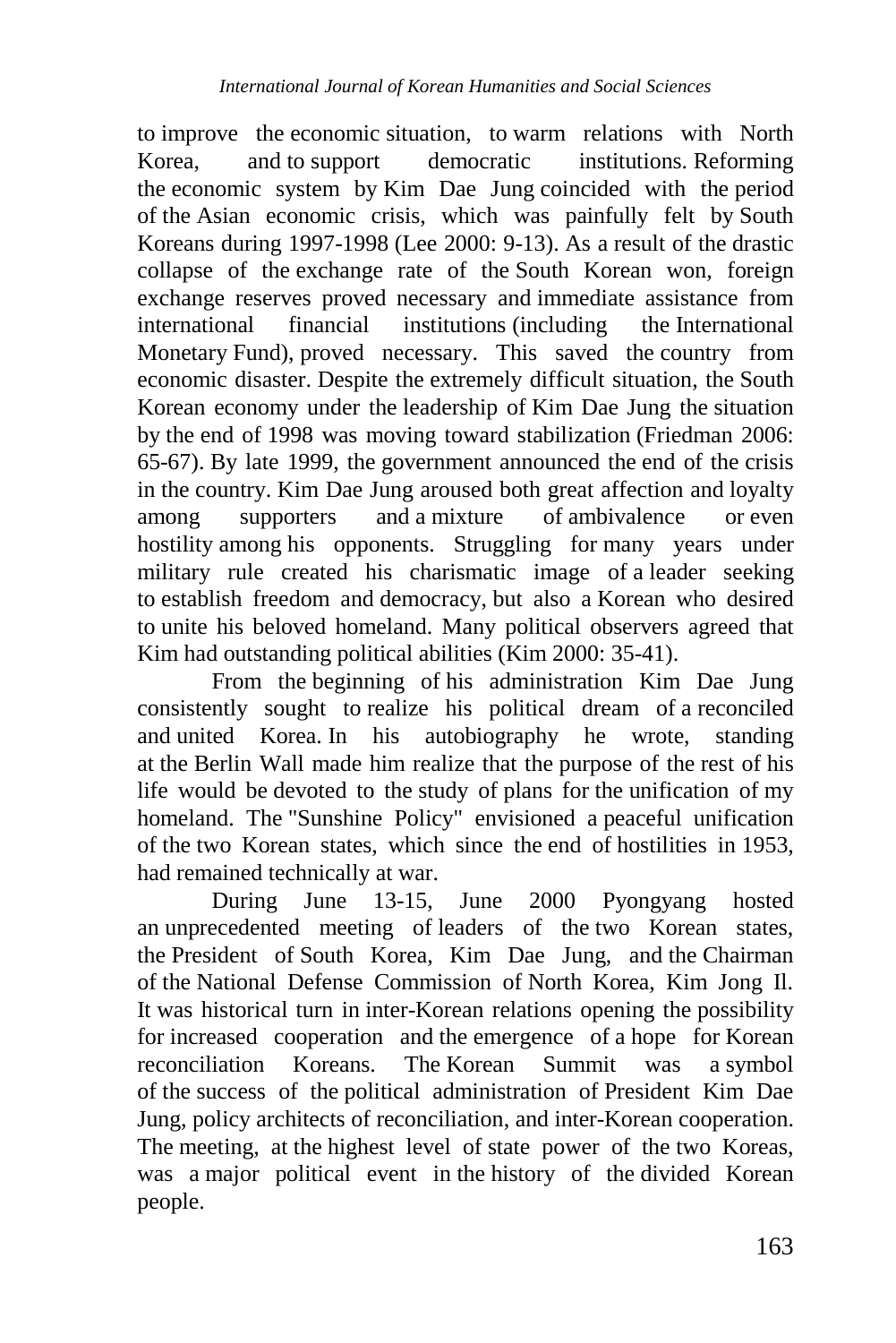to improve the economic situation, to warm relations with North Korea, and to support democratic institutions. Reforming the economic system by Kim Dae Jung coincided with the period of the Asian economic crisis, which was painfully felt by South Koreans during 1997-1998 (Lee 2000: 9-13). As a result of the drastic collapse of the exchange rate of the South Korean won, foreign exchange reserves proved necessary and immediate assistance from international financial institutions (including the International Monetary Fund), proved necessary. This saved the country from economic disaster. Despite the extremely difficult situation, the South Korean economy under the leadership of Kim Dae Jung the situation by the end of 1998 was moving toward stabilization (Friedman 2006: 65-67). By late 1999, the government announced the end of the crisis in the country. Kim Dae Jung aroused both great affection and loyalty among supporters and a mixture of ambivalence or even hostility among his opponents. Struggling for many years under military rule created his charismatic image of a leader seeking to establish freedom and democracy, but also a Korean who desired to unite his beloved homeland. Many political observers agreed that Kim had outstanding political abilities (Kim 2000: 35-41).

From the beginning of his administration Kim Dae Jung consistently sought to realize his political dream of a reconciled and united Korea. In his autobiography he wrote, standing at the Berlin Wall made him realize that the purpose of the rest of his life would be devoted to the study of plans for the unification of my homeland. The "Sunshine Policy" envisioned a peaceful unification of the two Korean states, which since the end of hostilities in 1953, had remained technically at war.

During June 13-15, June 2000 Pyongyang hosted an unprecedented meeting of leaders of the two Korean states, the President of South Korea, Kim Dae Jung, and the Chairman of the National Defense Commission of North Korea, Kim Jong Il. It was historical turn in inter-Korean relations opening the possibility for increased cooperation and the emergence of a hope for Korean reconciliation Koreans. The Korean Summit was a symbol of the success of the political administration of President Kim Dae Jung, policy architects of reconciliation, and inter-Korean cooperation. The meeting, at the highest level of state power of the two Koreas, was a major political event in the history of the divided Korean people.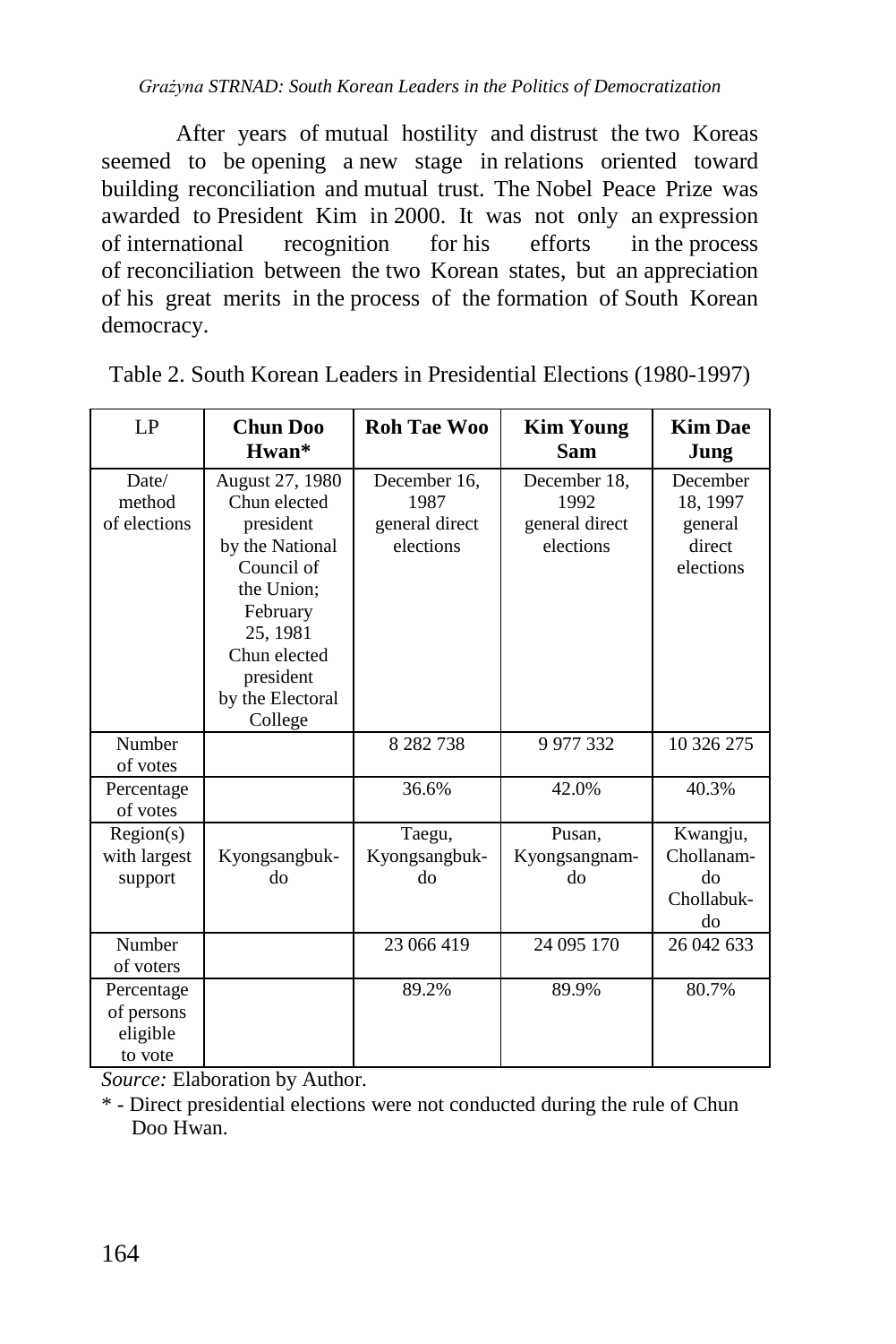After years of mutual hostility and distrust the two Koreas seemed to be opening a new stage in relations oriented toward building reconciliation and mutual trust. The Nobel Peace Prize was awarded to President Kim in 2000. It was not only an expression of international recognition for his efforts in the process of reconciliation between the two Korean states, but an appreciation of his great merits in the process of the formation of South Korean democracy.

Table 2. South Korean Leaders in Presidential Elections (1980-1997)

| LP | **Chun Doo Hwan*** | **Roh Tae Woo** | **Kim Young Sam** | **Kim Dae Jung** |
|---|---|---|---|---|
| Date/ method of elections | August 27, 1980 Chun elected president by the National Council of the Union; February 25, 1981 Chun elected president by the Electoral College | December 16, 1987 general direct elections | December 18, 1992 general direct elections | December 18, 1997 general direct elections |
| Number of votes | | 8 282 738 | 9 977 332 | 10 326 275 |
| Percentage of votes | | 36.6% | 42.0% | 40.3% |
| Region(s) with largest support | Kyongsangbuk-do | Taegu, Kyongsangbuk-do | Pusan, Kyongsangnam-do | Kwangju, Chollanam-do Chollabuk-do |
| Number of voters | | 23 066 419 | 24 095 170 | 26 042 633 |
| Percentage of persons eligible to vote | | 89.2% | 89.9% | 80.7% |

*Source:* Elaboration by Author.

\* - Direct presidential elections were not conducted during the rule of Chun Doo Hwan.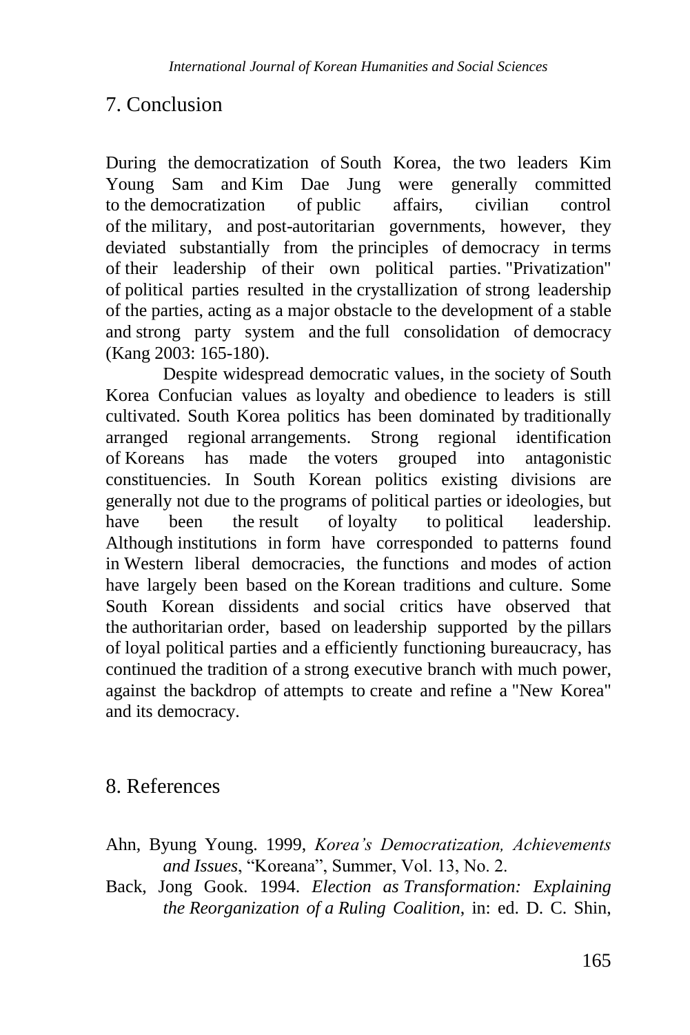## 7. Conclusion

During the democratization of South Korea, the two leaders Kim Young Sam and Kim Dae Jung were generally committed to the democratization of public affairs, civilian control of the military, and post-autoritarian governments, however, they deviated substantially from the principles of democracy in terms of their leadership of their own political parties. "Privatization" of political parties resulted in the crystallization of strong leadership of the parties, acting as a major obstacle to the development of a stable and strong party system and the full consolidation of democracy (Kang 2003: 165-180).

Despite widespread democratic values, in the society of South Korea Confucian values as loyalty and obedience to leaders is still cultivated. South Korea politics has been dominated by traditionally arranged regional arrangements. Strong regional identification of Koreans has made the voters grouped into antagonistic constituencies. In South Korean politics existing divisions are generally not due to the programs of political parties or ideologies, but have been the result of loyalty to political leadership. Although institutions in form have corresponded to patterns found in Western liberal democracies, the functions and modes of action have largely been based on the Korean traditions and culture. Some South Korean dissidents and social critics have observed that the authoritarian order, based on leadership supported by the pillars of loyal political parties and a efficiently functioning bureaucracy, has continued the tradition of a strong executive branch with much power, against the backdrop of attempts to create and refine a "New Korea" and its democracy.

## 8. References

Ahn, Byung Young. 1999, *Korea's Democratization, Achievements and Issues*, "Koreana", Summer, Vol. 13, No. 2.

Back, Jong Gook. 1994. *Election as Transformation: Explaining the Reorganization of a Ruling Coalition*, in: ed. D. C. Shin,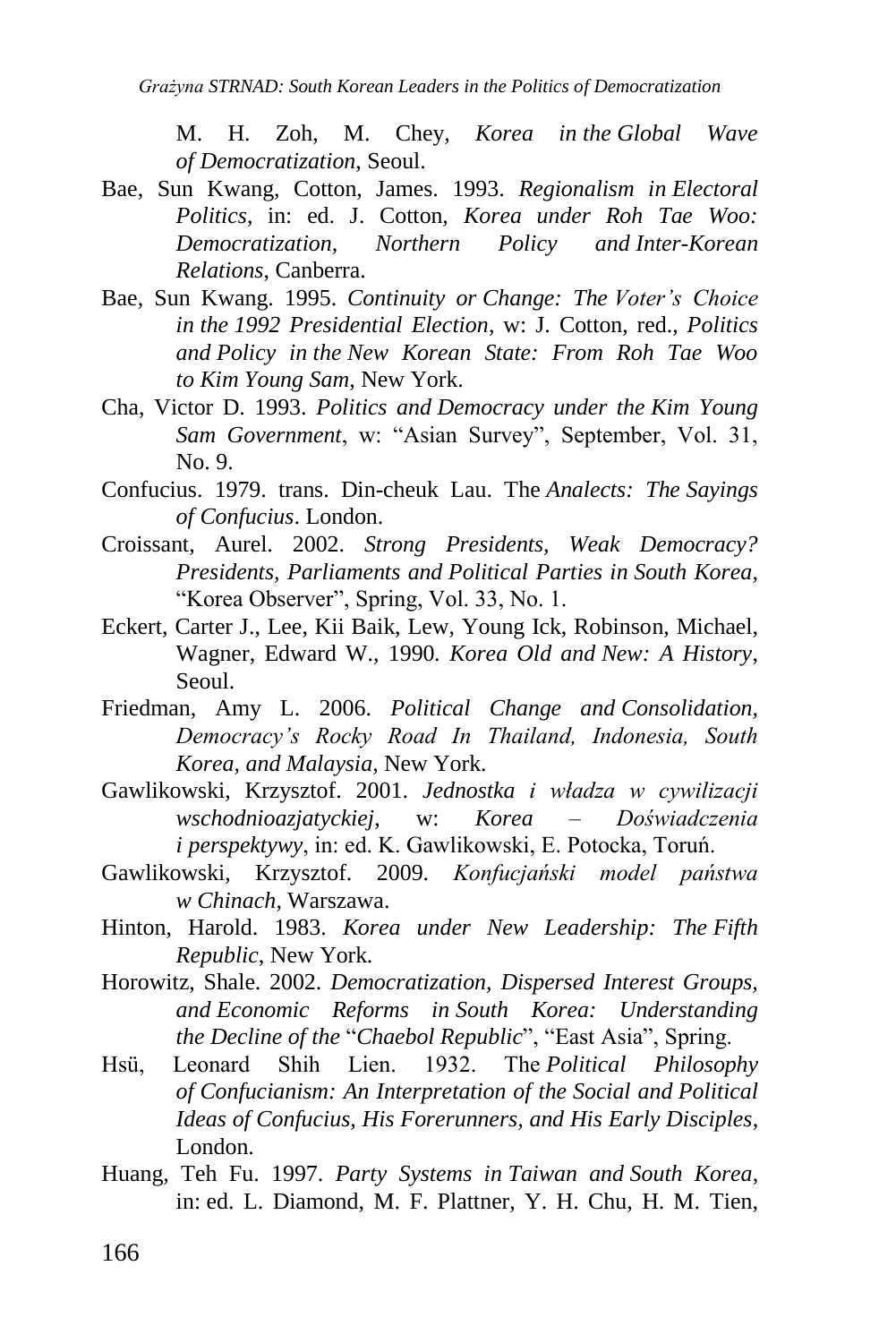M. H. Zoh, M. Chey, *Korea in the Global Wave of Democratization*, Seoul.

Bae, Sun Kwang, Cotton, James. 1993. *Regionalism in Electoral Politics*, in: ed. J. Cotton, *Korea under Roh Tae Woo: Democratization, Northern Policy and Inter-Korean Relations*, Canberra.

Bae, Sun Kwang. 1995. *Continuity or Change: The Voter's Choice in the 1992 Presidential Election*, w: J. Cotton, red., *Politics and Policy in the New Korean State: From Roh Tae Woo to Kim Young Sam*, New York.

Cha, Victor D. 1993. *Politics and Democracy under the Kim Young Sam Government*, w: "Asian Survey", September, Vol. 31, No. 9.

Confucius. 1979. trans. Din-cheuk Lau. The *Analects: The Sayings of Confucius*. London.

Croissant, Aurel. 2002. *Strong Presidents, Weak Democracy? Presidents, Parliaments and Political Parties in South Korea*, "Korea Observer", Spring, Vol. 33, No. 1.

Eckert, Carter J., Lee, Kii Baik, Lew, Young Ick, Robinson, Michael, Wagner, Edward W., 1990. *Korea Old and New: A History*, Seoul.

Friedman, Amy L. 2006. *Political Change and Consolidation, Democracy's Rocky Road In Thailand, Indonesia, South Korea, and Malaysia*, New York.

Gawlikowski, Krzysztof. 2001. *Jednostka i władza w cywilizacji wschodnioazjatyckiej*, w: *Korea – Doświadczenia i perspektywy*, in: ed. K. Gawlikowski, E. Potocka, Toruń.

Gawlikowski, Krzysztof. 2009. *Konfucjański model państwa w Chinach*, Warszawa.

Hinton, Harold. 1983. *Korea under New Leadership: The Fifth Republic*, New York.

Horowitz, Shale. 2002. *Democratization, Dispersed Interest Groups, and Economic Reforms in South Korea: Understanding the Decline of the* "*Chaebol Republic*", "East Asia", Spring.

Hsü, Leonard Shih Lien. 1932. The *Political Philosophy of Confucianism: An Interpretation of the Social and Political Ideas of Confucius, His Forerunners, and His Early Disciples*, London.

Huang, Teh Fu. 1997. *Party Systems in Taiwan and South Korea*, in: ed. L. Diamond, M. F. Plattner, Y. H. Chu, H. M. Tien,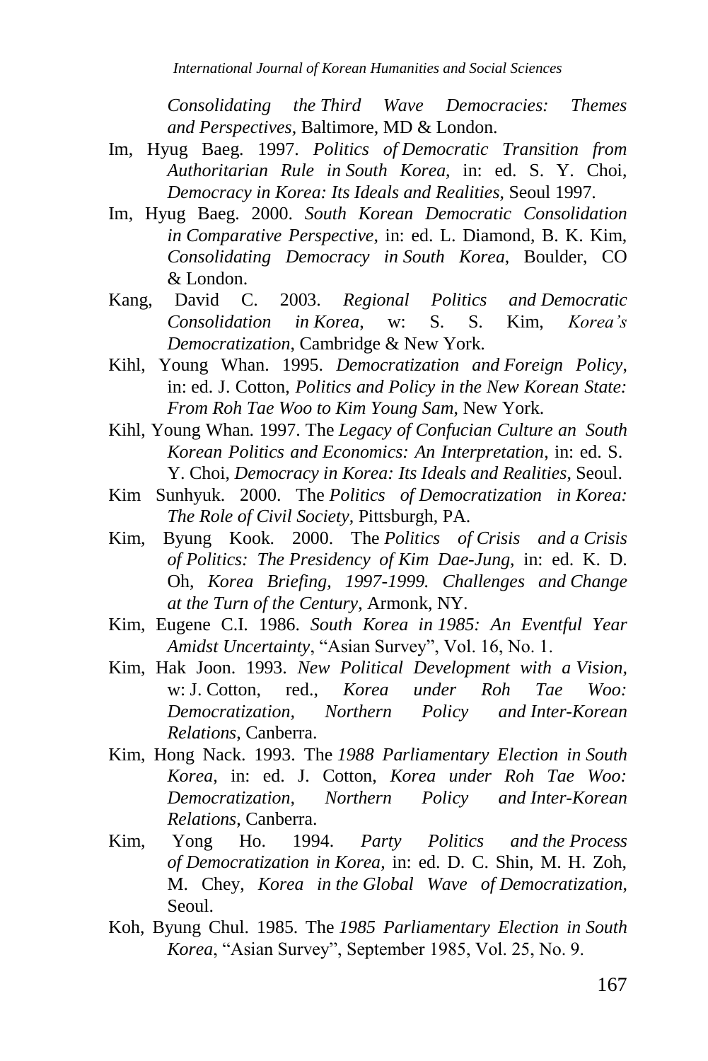*Consolidating the Third Wave Democracies: Themes and Perspectives*, Baltimore, MD & London.

Im, Hyug Baeg. 1997. *Politics of Democratic Transition from Authoritarian Rule in South Korea*, in: ed. S. Y. Choi, *Democracy in Korea: Its Ideals and Realities*, Seoul 1997.

Im, Hyug Baeg. 2000. *South Korean Democratic Consolidation in Comparative Perspective*, in: ed. L. Diamond, B. K. Kim, *Consolidating Democracy in South Korea*, Boulder, CO & London.

Kang, David C. 2003. *Regional Politics and Democratic Consolidation in Korea*, w: S. S. Kim, *Korea's Democratization*, Cambridge & New York.

Kihl, Young Whan. 1995. *Democratization and Foreign Policy*, in: ed. J. Cotton, *Politics and Policy in the New Korean State: From Roh Tae Woo to Kim Young Sam*, New York.

Kihl, Young Whan. 1997. The *Legacy of Confucian Culture an South Korean Politics and Economics: An Interpretation*, in: ed. S. Y. Choi, *Democracy in Korea: Its Ideals and Realities*, Seoul.

Kim Sunhyuk. 2000. The *Politics of Democratization in Korea: The Role of Civil Society*, Pittsburgh, PA.

Kim, Byung Kook. 2000. The *Politics of Crisis and a Crisis of Politics: The Presidency of Kim Dae-Jung*, in: ed. K. D. Oh, *Korea Briefing, 1997-1999. Challenges and Change at the Turn of the Century*, Armonk, NY.

Kim, Eugene C.I. 1986. *South Korea in 1985: An Eventful Year Amidst Uncertainty*, "Asian Survey", Vol. 16, No. 1.

Kim, Hak Joon. 1993. *New Political Development with a Vision*, w: J. Cotton, red., *Korea under Roh Tae Woo: Democratization, Northern Policy and Inter-Korean Relations*, Canberra.

Kim, Hong Nack. 1993. The *1988 Parliamentary Election in South Korea*, in: ed. J. Cotton, *Korea under Roh Tae Woo: Democratization, Northern Policy and Inter-Korean Relations*, Canberra.

Kim, Yong Ho. 1994. *Party Politics and the Process of Democratization in Korea*, in: ed. D. C. Shin, M. H. Zoh, M. Chey, *Korea in the Global Wave of Democratization*, Seoul.

Koh, Byung Chul. 1985. The *1985 Parliamentary Election in South Korea*, "Asian Survey", September 1985, Vol. 25, No. 9.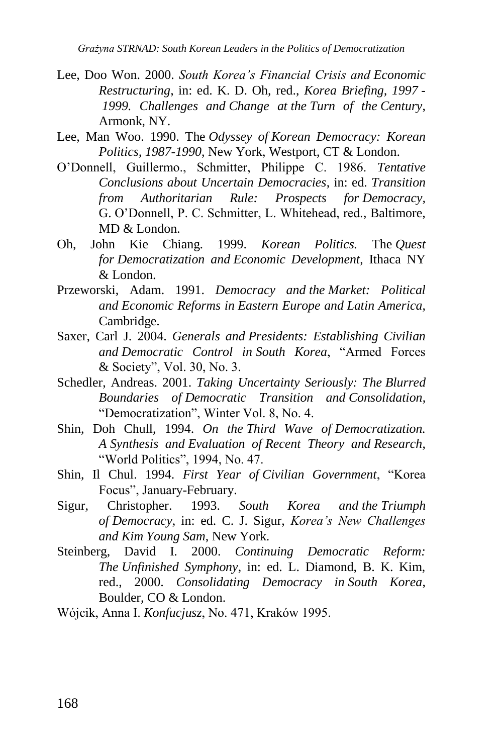Lee, Doo Won. 2000. *South Korea's Financial Crisis and Economic Restructuring*, in: ed. K. D. Oh, red., *Korea Briefing, 1997 - 1999. Challenges and Change at the Turn of the Century*, Armonk, NY.

Lee, Man Woo. 1990. The *Odyssey of Korean Democracy: Korean Politics, 1987-1990*, New York, Westport, CT & London.

O'Donnell, Guillermo., Schmitter, Philippe C. 1986. *Tentative Conclusions about Uncertain Democracies*, in: ed. *Transition from Authoritarian Rule: Prospects for Democracy*, G. O'Donnell, P. C. Schmitter, L. Whitehead, red., Baltimore, MD & London.

Oh, John Kie Chiang. 1999. *Korean Politics.* The *Quest for Democratization and Economic Development*, Ithaca NY & London.

Przeworski, Adam. 1991. *Democracy and the Market: Political and Economic Reforms in Eastern Europe and Latin America*, Cambridge.

Saxer, Carl J. 2004. *Generals and Presidents: Establishing Civilian and Democratic Control in South Korea*, "Armed Forces & Society", Vol. 30, No. 3.

Schedler, Andreas. 2001. *Taking Uncertainty Seriously: The Blurred Boundaries of Democratic Transition and Consolidation*, "Democratization", Winter Vol. 8, No. 4.

Shin, Doh Chull, 1994. *On the Third Wave of Democratization. A Synthesis and Evaluation of Recent Theory and Research*, "World Politics", 1994, No. 47.

Shin, Il Chul. 1994. *First Year of Civilian Government*, "Korea Focus", January-February.

Sigur, Christopher. 1993. *South Korea and the Triumph of Democracy*, in: ed. C. J. Sigur, *Korea's New Challenges and Kim Young Sam*, New York.

Steinberg, David I. 2000. *Continuing Democratic Reform: The Unfinished Symphony*, in: ed. L. Diamond, B. K. Kim, red., 2000. *Consolidating Democracy in South Korea*, Boulder, CO & London.

Wójcik, Anna I. *Konfucjusz*, No. 471, Kraków 1995.